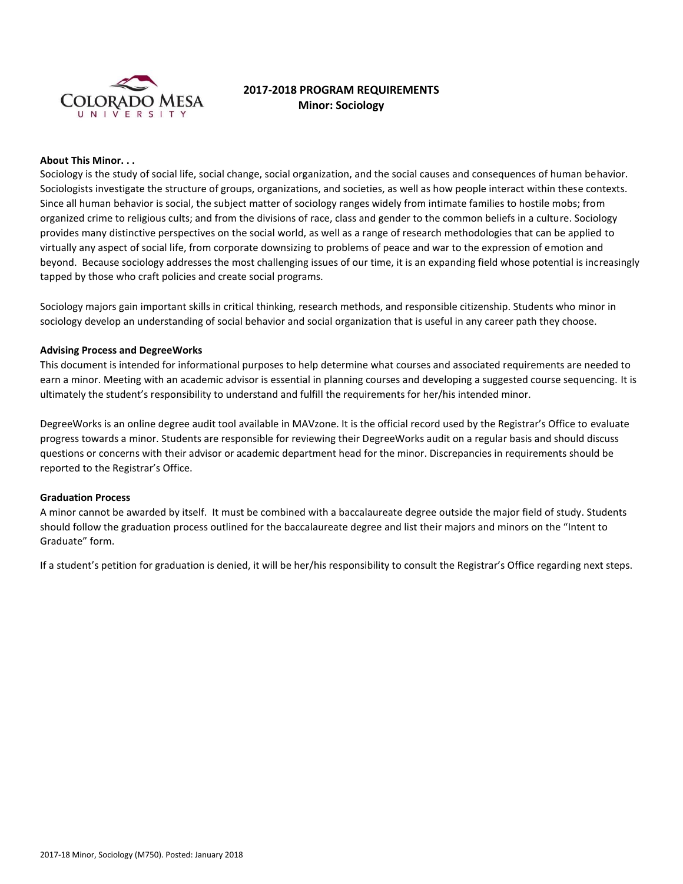# 2017-2018 PROGRAM REQUIREMENTS
## Minor: Sociology

### About This Minor. . .

Sociology is the study of social life, social change, social organization, and the social causes and consequences of human behavior. Sociologists investigate the structure of groups, organizations, and societies, as well as how people interact within these contexts. Since all human behavior is social, the subject matter of sociology ranges widely from intimate families to hostile mobs; from organized crime to religious cults; and from the divisions of race, class and gender to the common beliefs in a culture. Sociology provides many distinctive perspectives on the social world, as well as a range of research methodologies that can be applied to virtually any aspect of social life, from corporate downsizing to problems of peace and war to the expression of emotion and beyond. Because sociology addresses the most challenging issues of our time, it is an expanding field whose potential is increasingly tapped by those who craft policies and create social programs.

Sociology majors gain important skills in critical thinking, research methods, and responsible citizenship. Students who minor in sociology develop an understanding of social behavior and social organization that is useful in any career path they choose.

### Advising Process and DegreeWorks

This document is intended for informational purposes to help determine what courses and associated requirements are needed to earn a minor. Meeting with an academic advisor is essential in planning courses and developing a suggested course sequencing. It is ultimately the student's responsibility to understand and fulfill the requirements for her/his intended minor.

DegreeWorks is an online degree audit tool available in MAVzone. It is the official record used by the Registrar's Office to evaluate progress towards a minor. Students are responsible for reviewing their DegreeWorks audit on a regular basis and should discuss questions or concerns with their advisor or academic department head for the minor. Discrepancies in requirements should be reported to the Registrar's Office.

### Graduation Process

A minor cannot be awarded by itself. It must be combined with a baccalaureate degree outside the major field of study. Students should follow the graduation process outlined for the baccalaureate degree and list their majors and minors on the "Intent to Graduate" form.

If a student's petition for graduation is denied, it will be her/his responsibility to consult the Registrar's Office regarding next steps.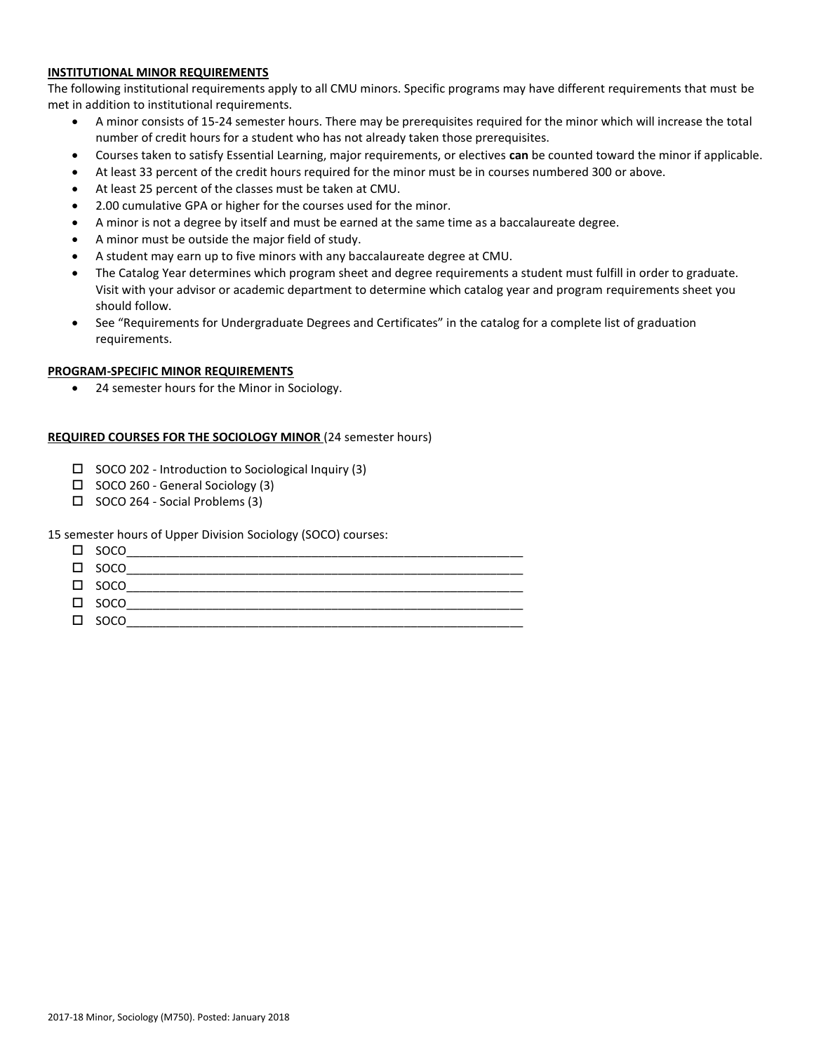**INSTITUTIONAL MINOR REQUIREMENTS**

The following institutional requirements apply to all CMU minors. Specific programs may have different requirements that must be met in addition to institutional requirements.

- A minor consists of 15-24 semester hours. There may be prerequisites required for the minor which will increase the total number of credit hours for a student who has not already taken those prerequisites.
- Courses taken to satisfy Essential Learning, major requirements, or electives **can** be counted toward the minor if applicable.
- At least 33 percent of the credit hours required for the minor must be in courses numbered 300 or above.
- At least 25 percent of the classes must be taken at CMU.
- 2.00 cumulative GPA or higher for the courses used for the minor.
- A minor is not a degree by itself and must be earned at the same time as a baccalaureate degree.
- A minor must be outside the major field of study.
- A student may earn up to five minors with any baccalaureate degree at CMU.
- The Catalog Year determines which program sheet and degree requirements a student must fulfill in order to graduate. Visit with your advisor or academic department to determine which catalog year and program requirements sheet you should follow.
- See "Requirements for Undergraduate Degrees and Certificates" in the catalog for a complete list of graduation requirements.

**PROGRAM-SPECIFIC MINOR REQUIREMENTS**

- 24 semester hours for the Minor in Sociology.

**REQUIRED COURSES FOR THE SOCIOLOGY MINOR** (24 semester hours)

- ☐ SOCO 202 - Introduction to Sociological Inquiry (3)
- ☐ SOCO 260 - General Sociology (3)
- ☐ SOCO 264 - Social Problems (3)

15 semester hours of Upper Division Sociology (SOCO) courses:

- ☐ SOCO______________________________________________________________
- ☐ SOCO______________________________________________________________
- ☐ SOCO______________________________________________________________
- ☐ SOCO______________________________________________________________
- ☐ SOCO______________________________________________________________

2017-18 Minor, Sociology (M750). Posted: January 2018